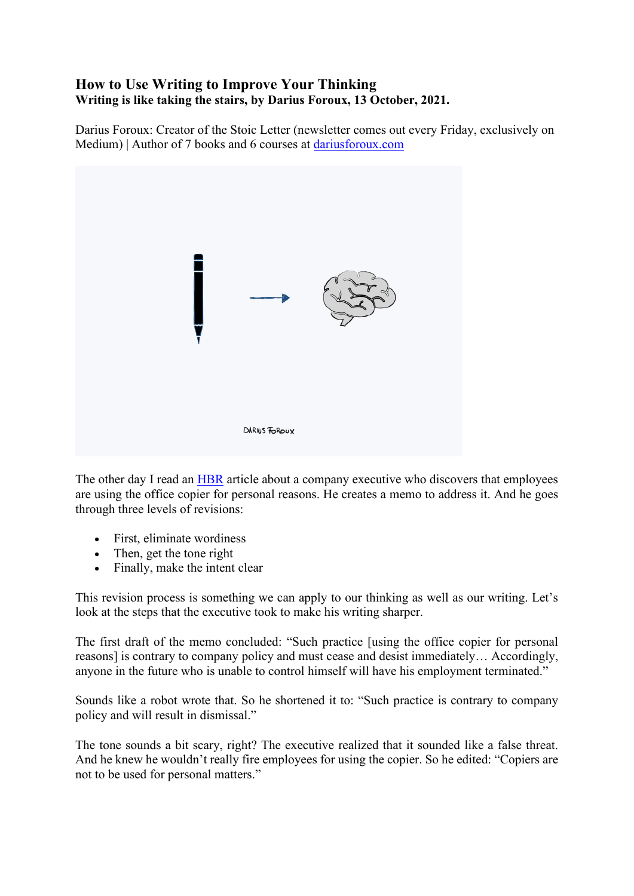# How to Use Writing to Improve Your Thinking

**Writing is like taking the stairs, by Darius Foroux, 13 October, 2021.**

Darius Foroux: Creator of the Stoic Letter (newsletter comes out every Friday, exclusively on Medium) | Author of 7 books and 6 courses at [dariusforoux.com](dariusforoux.com)

The other day I read an [HBR](HBR) article about a company executive who discovers that employees are using the office copier for personal reasons. He creates a memo to address it. And he goes through three levels of revisions:

- First, eliminate wordiness
- Then, get the tone right
- Finally, make the intent clear

This revision process is something we can apply to our thinking as well as our writing. Let's look at the steps that the executive took to make his writing sharper.

The first draft of the memo concluded: "Such practice [using the office copier for personal reasons] is contrary to company policy and must cease and desist immediately… Accordingly, anyone in the future who is unable to control himself will have his employment terminated."

Sounds like a robot wrote that. So he shortened it to: "Such practice is contrary to company policy and will result in dismissal."

The tone sounds a bit scary, right? The executive realized that it sounded like a false threat. And he knew he wouldn't really fire employees for using the copier. So he edited: "Copiers are not to be used for personal matters."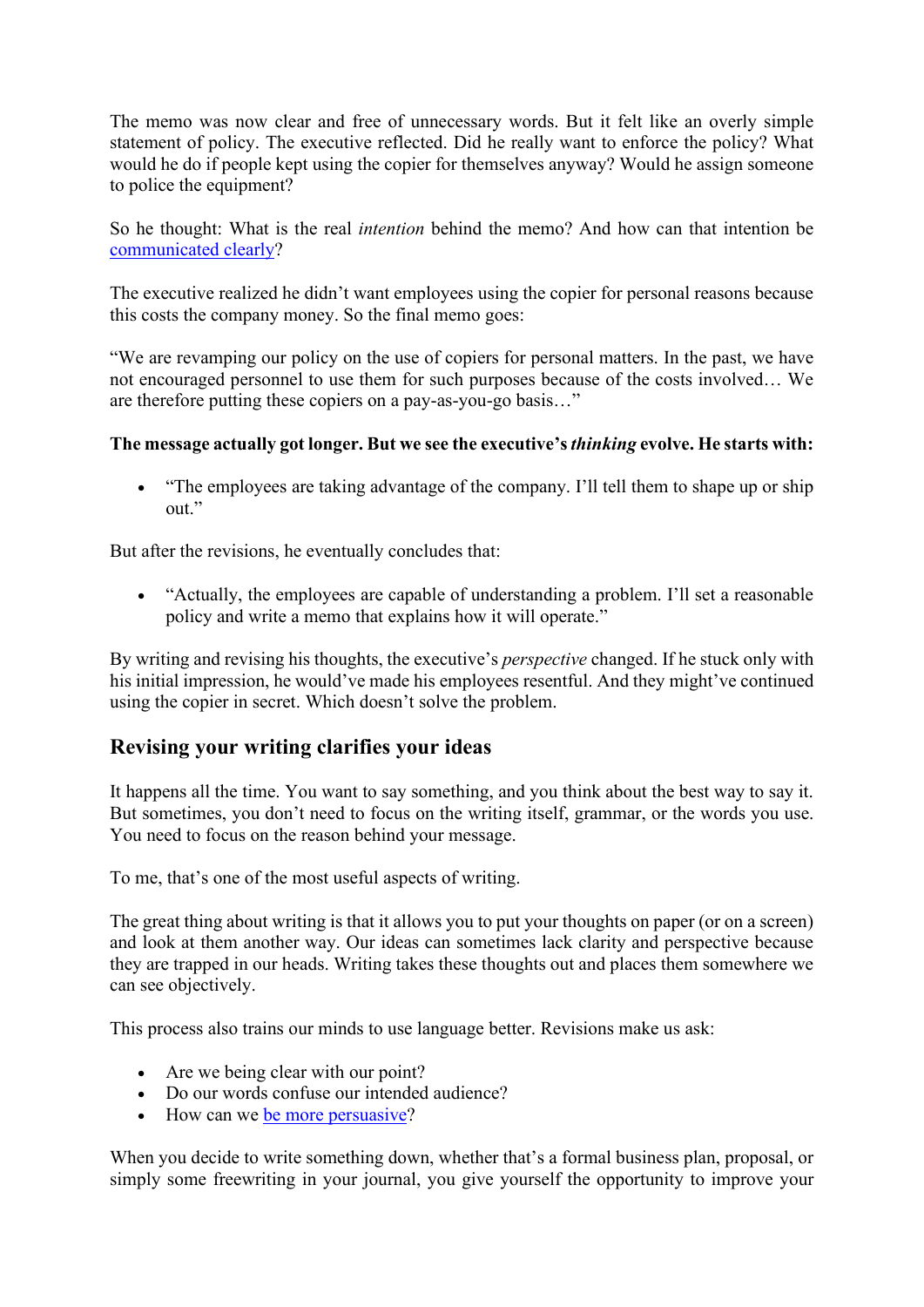The memo was now clear and free of unnecessary words. But it felt like an overly simple statement of policy. The executive reflected. Did he really want to enforce the policy? What would he do if people kept using the copier for themselves anyway? Would he assign someone to police the equipment?

So he thought: What is the real *intention* behind the memo? And how can that intention be communicated clearly?

The executive realized he didn't want employees using the copier for personal reasons because this costs the company money. So the final memo goes:

"We are revamping our policy on the use of copiers for personal matters. In the past, we have not encouraged personnel to use them for such purposes because of the costs involved… We are therefore putting these copiers on a pay-as-you-go basis…"

**The message actually got longer. But we see the executive's *thinking* evolve. He starts with:**

- "The employees are taking advantage of the company. I'll tell them to shape up or ship out."

But after the revisions, he eventually concludes that:

- "Actually, the employees are capable of understanding a problem. I'll set a reasonable policy and write a memo that explains how it will operate."

By writing and revising his thoughts, the executive's *perspective* changed. If he stuck only with his initial impression, he would've made his employees resentful. And they might've continued using the copier in secret. Which doesn't solve the problem.

## Revising your writing clarifies your ideas

It happens all the time. You want to say something, and you think about the best way to say it. But sometimes, you don't need to focus on the writing itself, grammar, or the words you use. You need to focus on the reason behind your message.

To me, that's one of the most useful aspects of writing.

The great thing about writing is that it allows you to put your thoughts on paper (or on a screen) and look at them another way. Our ideas can sometimes lack clarity and perspective because they are trapped in our heads. Writing takes these thoughts out and places them somewhere we can see objectively.

This process also trains our minds to use language better. Revisions make us ask:

- Are we being clear with our point?
- Do our words confuse our intended audience?
- How can we be more persuasive?

When you decide to write something down, whether that's a formal business plan, proposal, or simply some freewriting in your journal, you give yourself the opportunity to improve your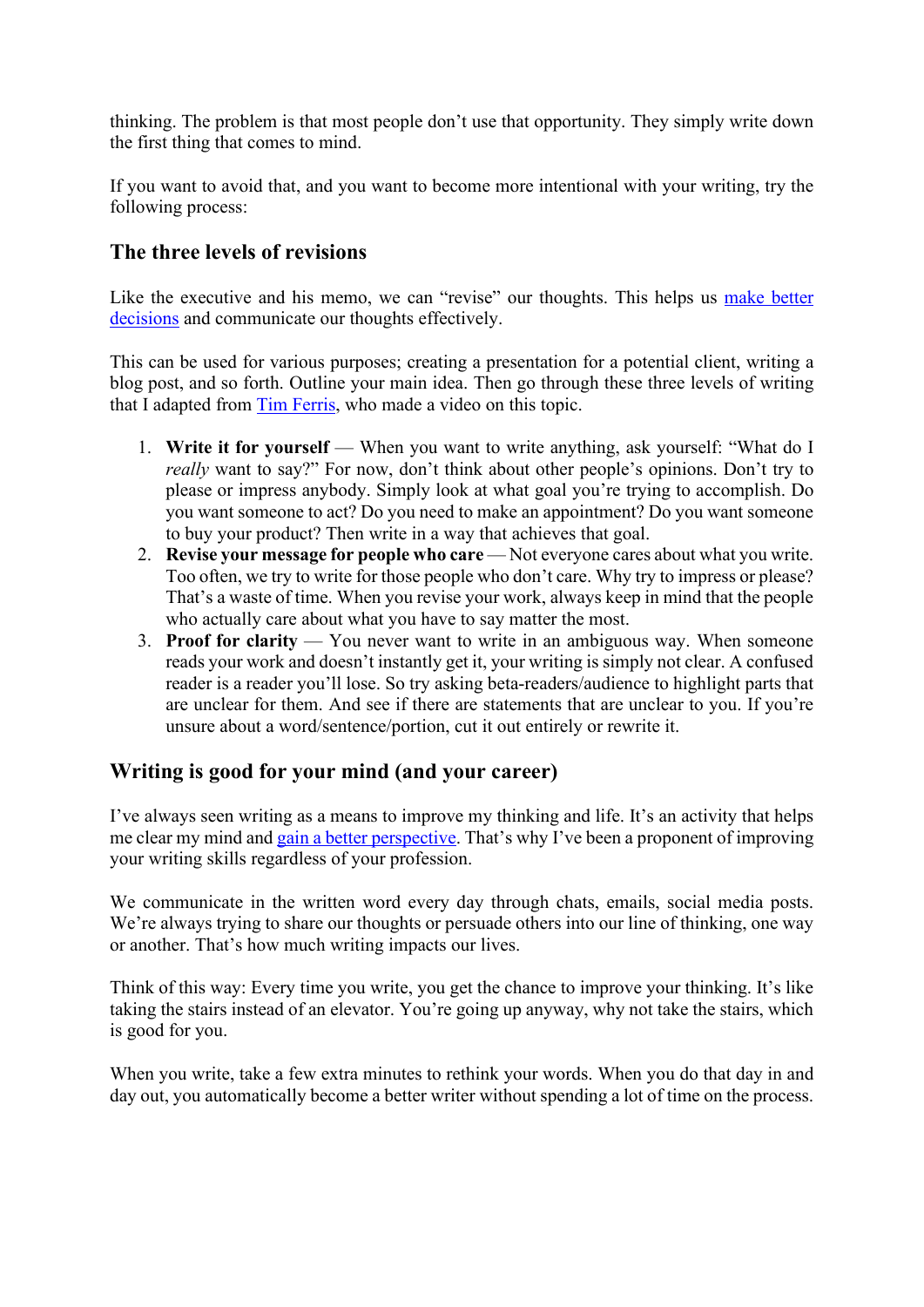thinking. The problem is that most people don't use that opportunity. They simply write down the first thing that comes to mind.

If you want to avoid that, and you want to become more intentional with your writing, try the following process:

## The three levels of revisions

Like the executive and his memo, we can "revise" our thoughts. This helps us [make better decisions] and communicate our thoughts effectively.

This can be used for various purposes; creating a presentation for a potential client, writing a blog post, and so forth. Outline your main idea. Then go through these three levels of writing that I adapted from [Tim Ferris], who made a video on this topic.

1. **Write it for yourself** — When you want to write anything, ask yourself: "What do I *really* want to say?" For now, don't think about other people's opinions. Don't try to please or impress anybody. Simply look at what goal you're trying to accomplish. Do you want someone to act? Do you need to make an appointment? Do you want someone to buy your product? Then write in a way that achieves that goal.
2. **Revise your message for people who care** — Not everyone cares about what you write. Too often, we try to write for those people who don't care. Why try to impress or please? That's a waste of time. When you revise your work, always keep in mind that the people who actually care about what you have to say matter the most.
3. **Proof for clarity** — You never want to write in an ambiguous way. When someone reads your work and doesn't instantly get it, your writing is simply not clear. A confused reader is a reader you'll lose. So try asking beta-readers/audience to highlight parts that are unclear for them. And see if there are statements that are unclear to you. If you're unsure about a word/sentence/portion, cut it out entirely or rewrite it.

## Writing is good for your mind (and your career)

I've always seen writing as a means to improve my thinking and life. It's an activity that helps me clear my mind and [gain a better perspective]. That's why I've been a proponent of improving your writing skills regardless of your profession.

We communicate in the written word every day through chats, emails, social media posts. We're always trying to share our thoughts or persuade others into our line of thinking, one way or another. That's how much writing impacts our lives.

Think of this way: Every time you write, you get the chance to improve your thinking. It's like taking the stairs instead of an elevator. You're going up anyway, why not take the stairs, which is good for you.

When you write, take a few extra minutes to rethink your words. When you do that day in and day out, you automatically become a better writer without spending a lot of time on the process.